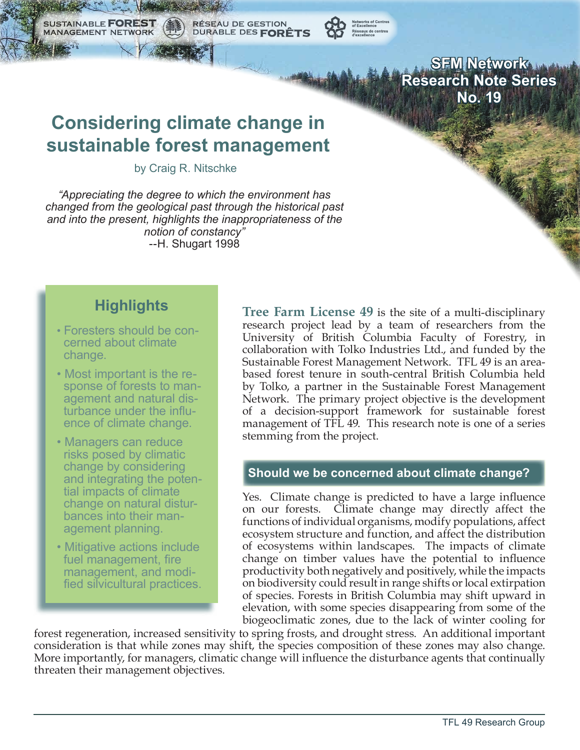SUSTAINABLE FOREST MANAGEMENT NETWORK — RÉSEAU DE GESTION DURABLE DES FORÊTS

Networks of Centres of Excellence — Réseaux de centres d'excellence

**SFM Network Research Note Series No. 19**

# Considering climate change in sustainable forest management

by Craig R. Nitschke

*"Appreciating the degree to which the environment has changed from the geological past through the historical past and into the present, highlights the inappropriateness of the notion of constancy"*
--H. Shugart 1998

## Highlights

- Foresters should be concerned about climate change.
- Most important is the response of forests to management and natural disturbance under the influence of climate change.
- Managers can reduce risks posed by climatic change by considering and integrating the potential impacts of climate change on natural disturbances into their management planning.
- Mitigative actions include fuel management, fire management, and modified silvicultural practices.

**Tree Farm License 49** is the site of a multi-disciplinary research project lead by a team of researchers from the University of British Columbia Faculty of Forestry, in collaboration with Tolko Industries Ltd., and funded by the Sustainable Forest Management Network. TFL 49 is an area-based forest tenure in south-central British Columbia held by Tolko, a partner in the Sustainable Forest Management Network. The primary project objective is the development of a decision-support framework for sustainable forest management of TFL 49. This research note is one of a series stemming from the project.

## Should we be concerned about climate change?

Yes. Climate change is predicted to have a large influence on our forests. Climate change may directly affect the functions of individual organisms, modify populations, affect ecosystem structure and function, and affect the distribution of ecosystems within landscapes. The impacts of climate change on timber values have the potential to influence productivity both negatively and positively, while the impacts on biodiversity could result in range shifts or local extirpation of species. Forests in British Columbia may shift upward in elevation, with some species disappearing from some of the biogeoclimatic zones, due to the lack of winter cooling for forest regeneration, increased sensitivity to spring frosts, and drought stress. An additional important consideration is that while zones may shift, the species composition of these zones may also change. More importantly, for managers, climatic change will influence the disturbance agents that continually threaten their management objectives.

TFL 49 Research Group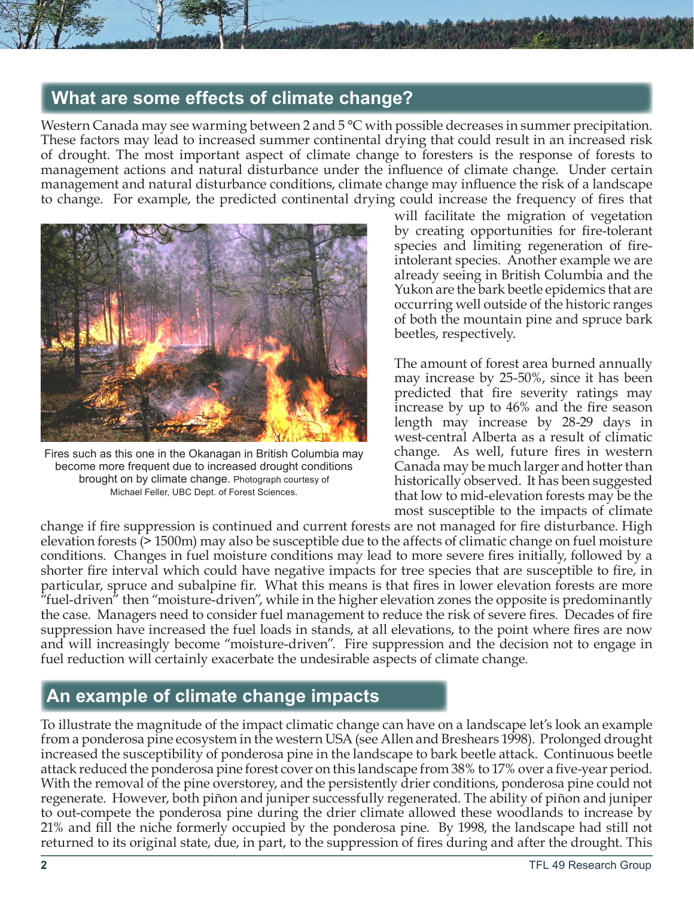## What are some effects of climate change?

Western Canada may see warming between 2 and 5 °C with possible decreases in summer precipitation. These factors may lead to increased summer continental drying that could result in an increased risk of drought. The most important aspect of climate change to foresters is the response of forests to management actions and natural disturbance under the influence of climate change. Under certain management and natural disturbance conditions, climate change may influence the risk of a landscape to change. For example, the predicted continental drying could increase the frequency of fires that will facilitate the migration of vegetation by creating opportunities for fire-tolerant species and limiting regeneration of fire-intolerant species. Another example we are already seeing in British Columbia and the Yukon are the bark beetle epidemics that are occurring well outside of the historic ranges of both the mountain pine and spruce bark beetles, respectively.

Fires such as this one in the Okanagan in British Columbia may become more frequent due to increased drought conditions brought on by climate change. Photograph courtesy of Michael Feller, UBC Dept. of Forest Sciences.

The amount of forest area burned annually may increase by 25-50%, since it has been predicted that fire severity ratings may increase by up to 46% and the fire season length may increase by 28-29 days in west-central Alberta as a result of climatic change. As well, future fires in western Canada may be much larger and hotter than historically observed. It has been suggested that low to mid-elevation forests may be the most susceptible to the impacts of climate change if fire suppression is continued and current forests are not managed for fire disturbance. High elevation forests (> 1500m) may also be susceptible due to the affects of climatic change on fuel moisture conditions. Changes in fuel moisture conditions may lead to more severe fires initially, followed by a shorter fire interval which could have negative impacts for tree species that are susceptible to fire, in particular, spruce and subalpine fir. What this means is that fires in lower elevation forests are more "fuel-driven" then "moisture-driven", while in the higher elevation zones the opposite is predominantly the case. Managers need to consider fuel management to reduce the risk of severe fires. Decades of fire suppression have increased the fuel loads in stands, at all elevations, to the point where fires are now and will increasingly become "moisture-driven". Fire suppression and the decision not to engage in fuel reduction will certainly exacerbate the undesirable aspects of climate change.

## An example of climate change impacts

To illustrate the magnitude of the impact climatic change can have on a landscape let's look an example from a ponderosa pine ecosystem in the western USA (see Allen and Breshears 1998). Prolonged drought increased the susceptibility of ponderosa pine in the landscape to bark beetle attack. Continuous beetle attack reduced the ponderosa pine forest cover on this landscape from 38% to 17% over a five-year period. With the removal of the pine overstorey, and the persistently drier conditions, ponderosa pine could not regenerate. However, both piñon and juniper successfully regenerated. The ability of piñon and juniper to out-compete the ponderosa pine during the drier climate allowed these woodlands to increase by 21% and fill the niche formerly occupied by the ponderosa pine. By 1998, the landscape had still not returned to its original state, due, in part, to the suppression of fires during and after the drought. This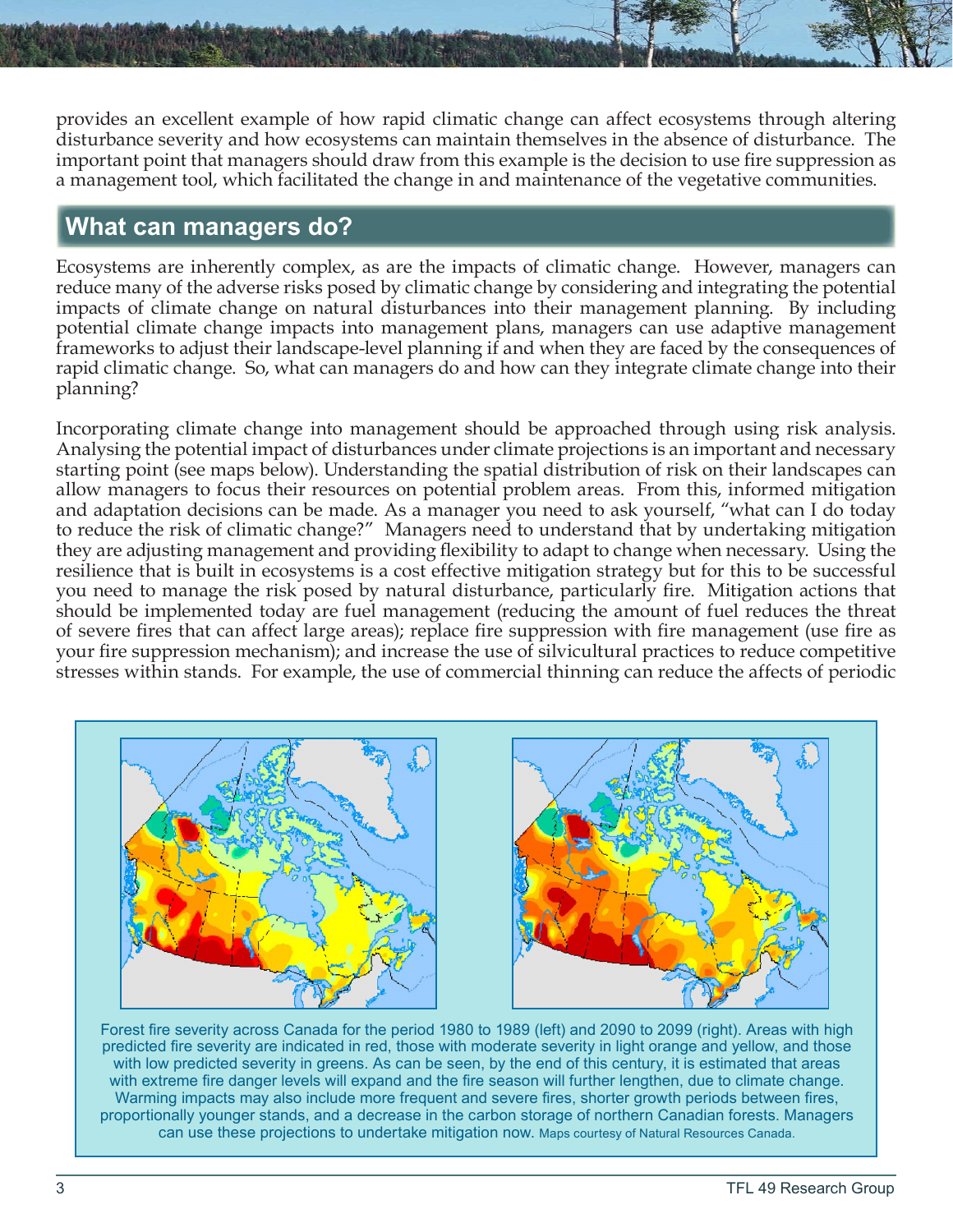provides an excellent example of how rapid climatic change can affect ecosystems through altering disturbance severity and how ecosystems can maintain themselves in the absence of disturbance. The important point that managers should draw from this example is the decision to use fire suppression as a management tool, which facilitated the change in and maintenance of the vegetative communities.

## What can managers do?

Ecosystems are inherently complex, as are the impacts of climatic change. However, managers can reduce many of the adverse risks posed by climatic change by considering and integrating the potential impacts of climate change on natural disturbances into their management planning. By including potential climate change impacts into management plans, managers can use adaptive management frameworks to adjust their landscape-level planning if and when they are faced by the consequences of rapid climatic change. So, what can managers do and how can they integrate climate change into their planning?

Incorporating climate change into management should be approached through using risk analysis. Analysing the potential impact of disturbances under climate projections is an important and necessary starting point (see maps below). Understanding the spatial distribution of risk on their landscapes can allow managers to focus their resources on potential problem areas. From this, informed mitigation and adaptation decisions can be made. As a manager you need to ask yourself, "what can I do today to reduce the risk of climatic change?" Managers need to understand that by undertaking mitigation they are adjusting management and providing flexibility to adapt to change when necessary. Using the resilience that is built in ecosystems is a cost effective mitigation strategy but for this to be successful you need to manage the risk posed by natural disturbance, particularly fire. Mitigation actions that should be implemented today are fuel management (reducing the amount of fuel reduces the threat of severe fires that can affect large areas); replace fire suppression with fire management (use fire as your fire suppression mechanism); and increase the use of silvicultural practices to reduce competitive stresses within stands. For example, the use of commercial thinning can reduce the affects of periodic

Forest fire severity across Canada for the period 1980 to 1989 (left) and 2090 to 2099 (right). Areas with high predicted fire severity are indicated in red, those with moderate severity in light orange and yellow, and those with low predicted severity in greens. As can be seen, by the end of this century, it is estimated that areas with extreme fire danger levels will expand and the fire season will further lengthen, due to climate change. Warming impacts may also include more frequent and severe fires, shorter growth periods between fires, proportionally younger stands, and a decrease in the carbon storage of northern Canadian forests. Managers can use these projections to undertake mitigation now. Maps courtesy of Natural Resources Canada.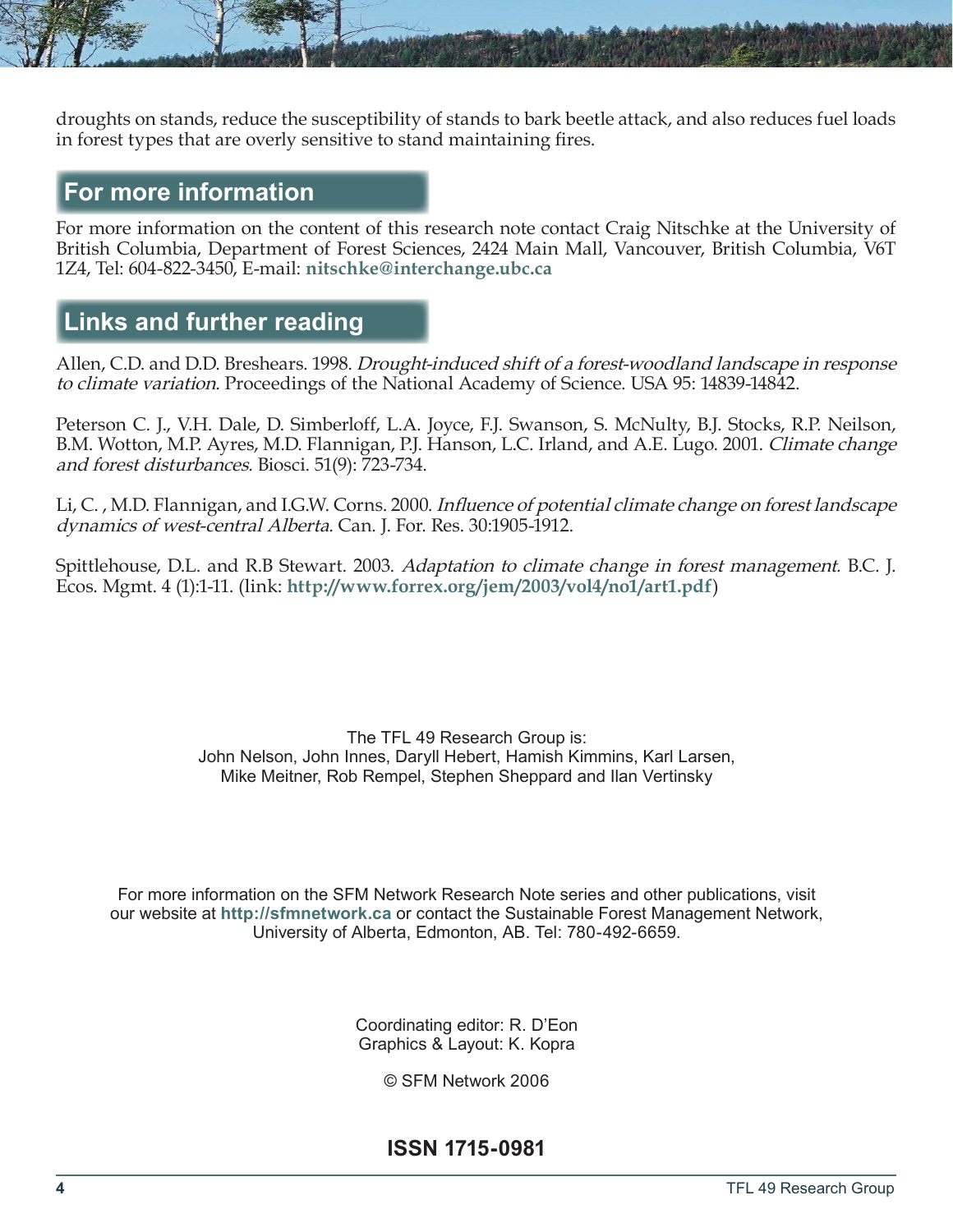droughts on stands, reduce the susceptibility of stands to bark beetle attack, and also reduces fuel loads in forest types that are overly sensitive to stand maintaining fires.

## For more information

For more information on the content of this research note contact Craig Nitschke at the University of British Columbia, Department of Forest Sciences, 2424 Main Mall, Vancouver, British Columbia, V6T 1Z4, Tel: 604-822-3450, E-mail: **nitschke@interchange.ubc.ca**

## Links and further reading

Allen, C.D. and D.D. Breshears. 1998. *Drought-induced shift of a forest-woodland landscape in response to climate variation.* Proceedings of the National Academy of Science. USA 95: 14839-14842.

Peterson C. J., V.H. Dale, D. Simberloff, L.A. Joyce, F.J. Swanson, S. McNulty, B.J. Stocks, R.P. Neilson, B.M. Wotton, M.P. Ayres, M.D. Flannigan, P.J. Hanson, L.C. Irland, and A.E. Lugo. 2001. *Climate change and forest disturbances.* Biosci. 51(9): 723-734.

Li, C. , M.D. Flannigan, and I.G.W. Corns. 2000. *Influence of potential climate change on forest landscape dynamics of west-central Alberta.* Can. J. For. Res. 30:1905-1912.

Spittlehouse, D.L. and R.B Stewart. 2003. *Adaptation to climate change in forest management.* B.C. J. Ecos. Mgmt. 4 (1):1-11. (link: **http://www.forrex.org/jem/2003/vol4/no1/art1.pdf**)

The TFL 49 Research Group is:
John Nelson, John Innes, Daryll Hebert, Hamish Kimmins, Karl Larsen, Mike Meitner, Rob Rempel, Stephen Sheppard and Ilan Vertinsky

For more information on the SFM Network Research Note series and other publications, visit our website at **http://sfmnetwork.ca** or contact the Sustainable Forest Management Network, University of Alberta, Edmonton, AB. Tel: 780-492-6659.

Coordinating editor: R. D'Eon
Graphics & Layout: K. Kopra

© SFM Network 2006

**ISSN 1715-0981**